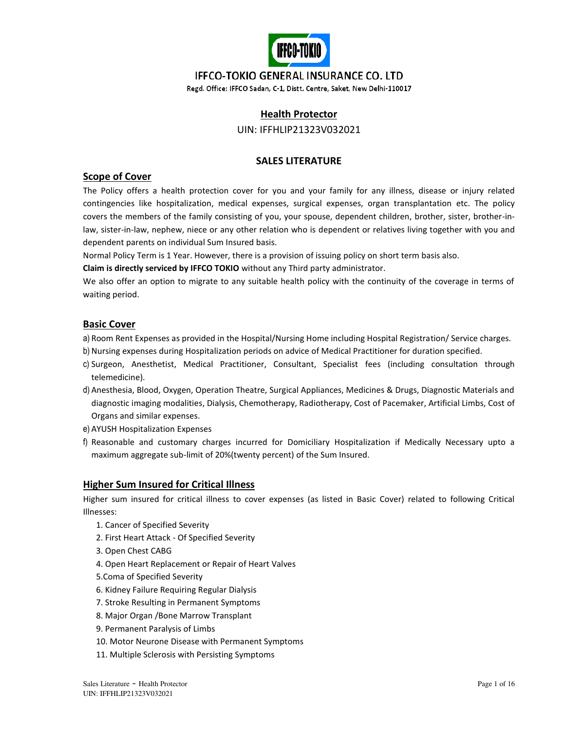# IFFCO-TOKIO GENERAL INSURANCE CO. LTD

Regd. Office: IFFCO Sadan, C-1, Distt. Centre, Saket, New Delhi-110017

## Health Protector

UIN: IFFHLIP21323V032021

## SALES LITERATURE

### Scope of Cover

The Policy offers a health protection cover for you and your family for any illness, disease or injury related contingencies like hospitalization, medical expenses, surgical expenses, organ transplantation etc. The policy covers the members of the family consisting of you, your spouse, dependent children, brother, sister, brother-in-law, sister-in-law, nephew, niece or any other relation who is dependent or relatives living together with you and dependent parents on individual Sum Insured basis.

Normal Policy Term is 1 Year. However, there is a provision of issuing policy on short term basis also.

**Claim is directly serviced by IFFCO TOKIO** without any Third party administrator.

We also offer an option to migrate to any suitable health policy with the continuity of the coverage in terms of waiting period.

### Basic Cover

a) Room Rent Expenses as provided in the Hospital/Nursing Home including Hospital Registration/ Service charges.

b) Nursing expenses during Hospitalization periods on advice of Medical Practitioner for duration specified.

c) Surgeon, Anesthetist, Medical Practitioner, Consultant, Specialist fees (including consultation through telemedicine).

d) Anesthesia, Blood, Oxygen, Operation Theatre, Surgical Appliances, Medicines & Drugs, Diagnostic Materials and diagnostic imaging modalities, Dialysis, Chemotherapy, Radiotherapy, Cost of Pacemaker, Artificial Limbs, Cost of Organs and similar expenses.

e) AYUSH Hospitalization Expenses

f) Reasonable and customary charges incurred for Domiciliary Hospitalization if Medically Necessary upto a maximum aggregate sub-limit of 20%(twenty percent) of the Sum Insured.

### Higher Sum Insured for Critical Illness

Higher sum insured for critical illness to cover expenses (as listed in Basic Cover) related to following Critical Illnesses:

1. Cancer of Specified Severity
2. First Heart Attack - Of Specified Severity
3. Open Chest CABG
4. Open Heart Replacement or Repair of Heart Valves
5. Coma of Specified Severity
6. Kidney Failure Requiring Regular Dialysis
7. Stroke Resulting in Permanent Symptoms
8. Major Organ /Bone Marrow Transplant
9. Permanent Paralysis of Limbs
10. Motor Neurone Disease with Permanent Symptoms
11. Multiple Sclerosis with Persisting Symptoms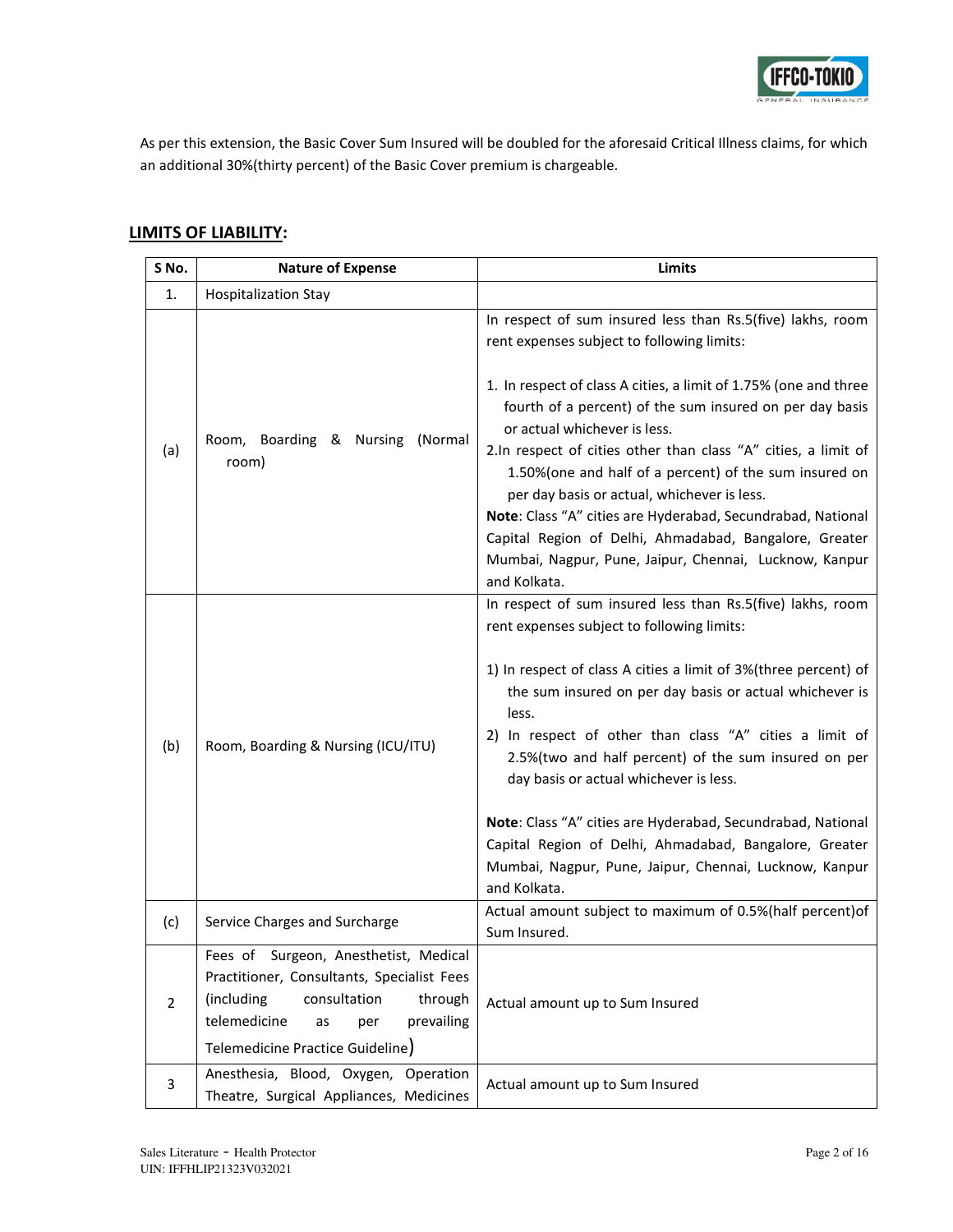As per this extension, the Basic Cover Sum Insured will be doubled for the aforesaid Critical Illness claims, for which an additional 30%(thirty percent) of the Basic Cover premium is chargeable.

## LIMITS OF LIABILITY:

| S No. | Nature of Expense | Limits |
|---|---|---|
| 1. | Hospitalization Stay | |
| (a) | Room, Boarding & Nursing (Normal room) | In respect of sum insured less than Rs.5(five) lakhs, room rent expenses subject to following limits:<br><br>1. In respect of class A cities, a limit of 1.75% (one and three fourth of a percent) of the sum insured on per day basis or actual whichever is less.<br>2. In respect of cities other than class "A" cities, a limit of 1.50%(one and half of a percent) of the sum insured on per day basis or actual, whichever is less.<br>**Note**: Class "A" cities are Hyderabad, Secundrabad, National Capital Region of Delhi, Ahmadabad, Bangalore, Greater Mumbai, Nagpur, Pune, Jaipur, Chennai, Lucknow, Kanpur and Kolkata. |
| (b) | Room, Boarding & Nursing (ICU/ITU) | In respect of sum insured less than Rs.5(five) lakhs, room rent expenses subject to following limits:<br><br>1) In respect of class A cities a limit of 3%(three percent) of the sum insured on per day basis or actual whichever is less.<br>2) In respect of other than class "A" cities a limit of 2.5%(two and half percent) of the sum insured on per day basis or actual whichever is less.<br><br>**Note**: Class "A" cities are Hyderabad, Secundrabad, National Capital Region of Delhi, Ahmadabad, Bangalore, Greater Mumbai, Nagpur, Pune, Jaipur, Chennai, Lucknow, Kanpur and Kolkata. |
| (c) | Service Charges and Surcharge | Actual amount subject to maximum of 0.5%(half percent)of Sum Insured. |
| 2 | Fees of Surgeon, Anesthetist, Medical Practitioner, Consultants, Specialist Fees (including consultation through telemedicine as per prevailing Telemedicine Practice Guideline) | Actual amount up to Sum Insured |
| 3 | Anesthesia, Blood, Oxygen, Operation Theatre, Surgical Appliances, Medicines | Actual amount up to Sum Insured |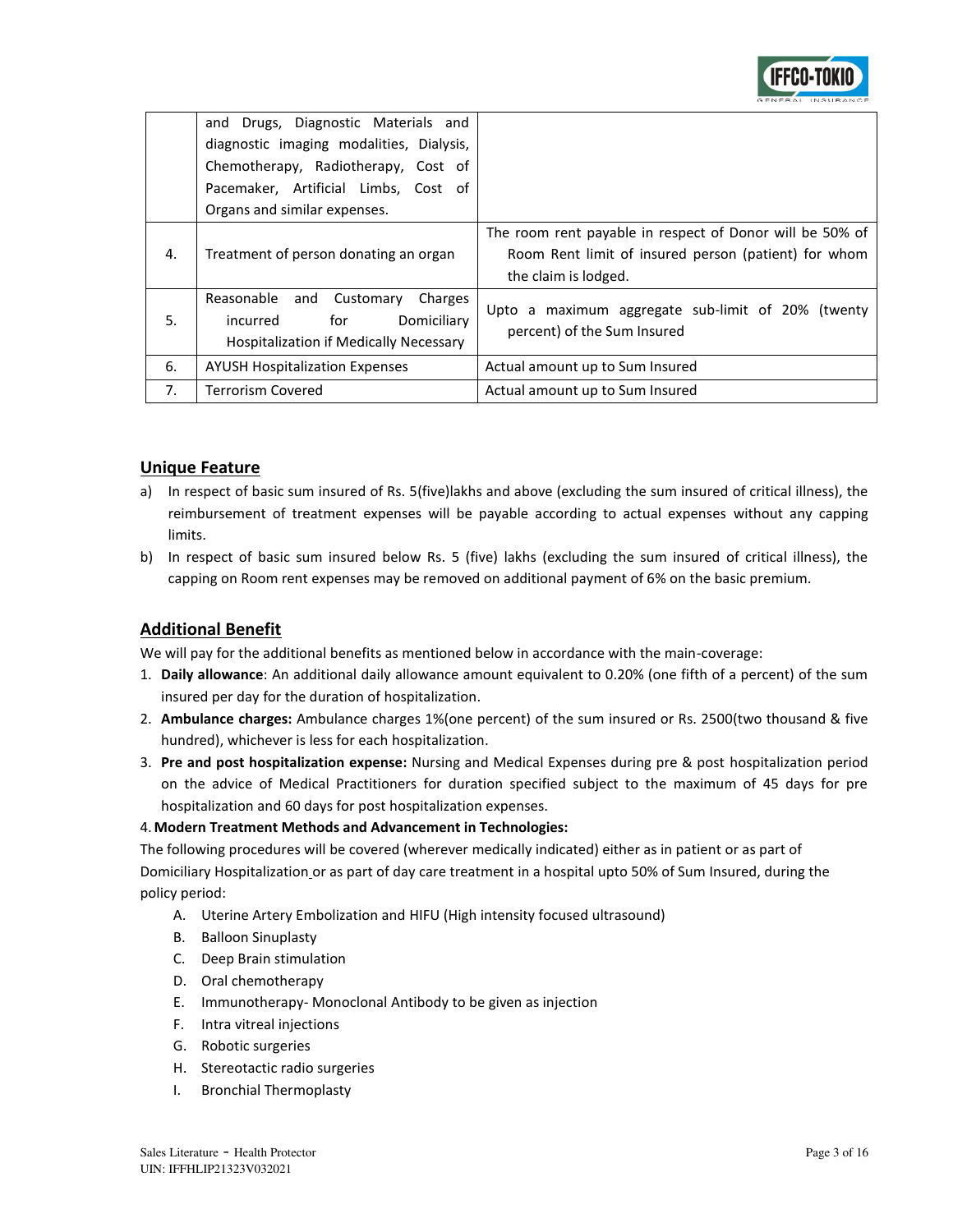|  | and Drugs, Diagnostic Materials and diagnostic imaging modalities, Dialysis, Chemotherapy, Radiotherapy, Cost of Pacemaker, Artificial Limbs, Cost of Organs and similar expenses. |  |
| --- | --- | --- |
| 4. | Treatment of person donating an organ | The room rent payable in respect of Donor will be 50% of Room Rent limit of insured person (patient) for whom the claim is lodged. |
| 5. | Reasonable and Customary Charges incurred for Domiciliary Hospitalization if Medically Necessary | Upto a maximum aggregate sub-limit of 20% (twenty percent) of the Sum Insured |
| 6. | AYUSH Hospitalization Expenses | Actual amount up to Sum Insured |
| 7. | Terrorism Covered | Actual amount up to Sum Insured |

## Unique Feature

a) In respect of basic sum insured of Rs. 5(five)lakhs and above (excluding the sum insured of critical illness), the reimbursement of treatment expenses will be payable according to actual expenses without any capping limits.

b) In respect of basic sum insured below Rs. 5 (five) lakhs (excluding the sum insured of critical illness), the capping on Room rent expenses may be removed on additional payment of 6% on the basic premium.

## Additional Benefit

We will pay for the additional benefits as mentioned below in accordance with the main-coverage:

1. **Daily allowance**: An additional daily allowance amount equivalent to 0.20% (one fifth of a percent) of the sum insured per day for the duration of hospitalization.
2. **Ambulance charges:** Ambulance charges 1%(one percent) of the sum insured or Rs. 2500(two thousand & five hundred), whichever is less for each hospitalization.
3. **Pre and post hospitalization expense:** Nursing and Medical Expenses during pre & post hospitalization period on the advice of Medical Practitioners for duration specified subject to the maximum of 45 days for pre hospitalization and 60 days for post hospitalization expenses.
4. **Modern Treatment Methods and Advancement in Technologies:**

The following procedures will be covered (wherever medically indicated) either as in patient or as part of Domiciliary Hospitalization or as part of day care treatment in a hospital upto 50% of Sum Insured, during the policy period:

A. Uterine Artery Embolization and HIFU (High intensity focused ultrasound)
B. Balloon Sinuplasty
C. Deep Brain stimulation
D. Oral chemotherapy
E. Immunotherapy- Monoclonal Antibody to be given as injection
F. Intra vitreal injections
G. Robotic surgeries
H. Stereotactic radio surgeries
I. Bronchial Thermoplasty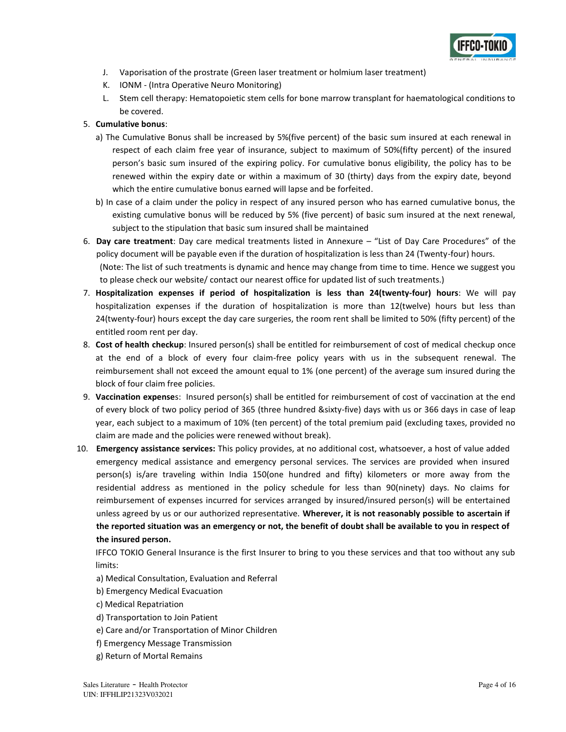J. Vaporisation of the prostrate (Green laser treatment or holmium laser treatment)
K. IONM - (Intra Operative Neuro Monitoring)
L. Stem cell therapy: Hematopoietic stem cells for bone marrow transplant for haematological conditions to be covered.

5. **Cumulative bonus**:
   a) The Cumulative Bonus shall be increased by 5%(five percent) of the basic sum insured at each renewal in respect of each claim free year of insurance, subject to maximum of 50%(fifty percent) of the insured person's basic sum insured of the expiring policy. For cumulative bonus eligibility, the policy has to be renewed within the expiry date or within a maximum of 30 (thirty) days from the expiry date, beyond which the entire cumulative bonus earned will lapse and be forfeited.
   b) In case of a claim under the policy in respect of any insured person who has earned cumulative bonus, the existing cumulative bonus will be reduced by 5% (five percent) of basic sum insured at the next renewal, subject to the stipulation that basic sum insured shall be maintained
6. **Day care treatment**: Day care medical treatments listed in Annexure – "List of Day Care Procedures" of the policy document will be payable even if the duration of hospitalization is less than 24 (Twenty-four) hours.
   (Note: The list of such treatments is dynamic and hence may change from time to time. Hence we suggest you to please check our website/ contact our nearest office for updated list of such treatments.)
7. **Hospitalization expenses if period of hospitalization is less than 24(twenty-four) hours**: We will pay hospitalization expenses if the duration of hospitalization is more than 12(twelve) hours but less than 24(twenty-four) hours except the day care surgeries, the room rent shall be limited to 50% (fifty percent) of the entitled room rent per day.
8. **Cost of health checkup**: Insured person(s) shall be entitled for reimbursement of cost of medical checkup once at the end of a block of every four claim-free policy years with us in the subsequent renewal. The reimbursement shall not exceed the amount equal to 1% (one percent) of the average sum insured during the block of four claim free policies.
9. **Vaccination expense**s: Insured person(s) shall be entitled for reimbursement of cost of vaccination at the end of every block of two policy period of 365 (three hundred &sixty-five) days with us or 366 days in case of leap year, each subject to a maximum of 10% (ten percent) of the total premium paid (excluding taxes, provided no claim are made and the policies were renewed without break).
10. **Emergency assistance services:** This policy provides, at no additional cost, whatsoever, a host of value added emergency medical assistance and emergency personal services. The services are provided when insured person(s) is/are traveling within India 150(one hundred and fifty) kilometers or more away from the residential address as mentioned in the policy schedule for less than 90(ninety) days. No claims for reimbursement of expenses incurred for services arranged by insured/insured person(s) will be entertained unless agreed by us or our authorized representative. **Wherever, it is not reasonably possible to ascertain if the reported situation was an emergency or not, the benefit of doubt shall be available to you in respect of the insured person.**

    IFFCO TOKIO General Insurance is the first Insurer to bring to you these services and that too without any sub limits:

    a) Medical Consultation, Evaluation and Referral
    b) Emergency Medical Evacuation
    c) Medical Repatriation
    d) Transportation to Join Patient
    e) Care and/or Transportation of Minor Children
    f) Emergency Message Transmission
    g) Return of Mortal Remains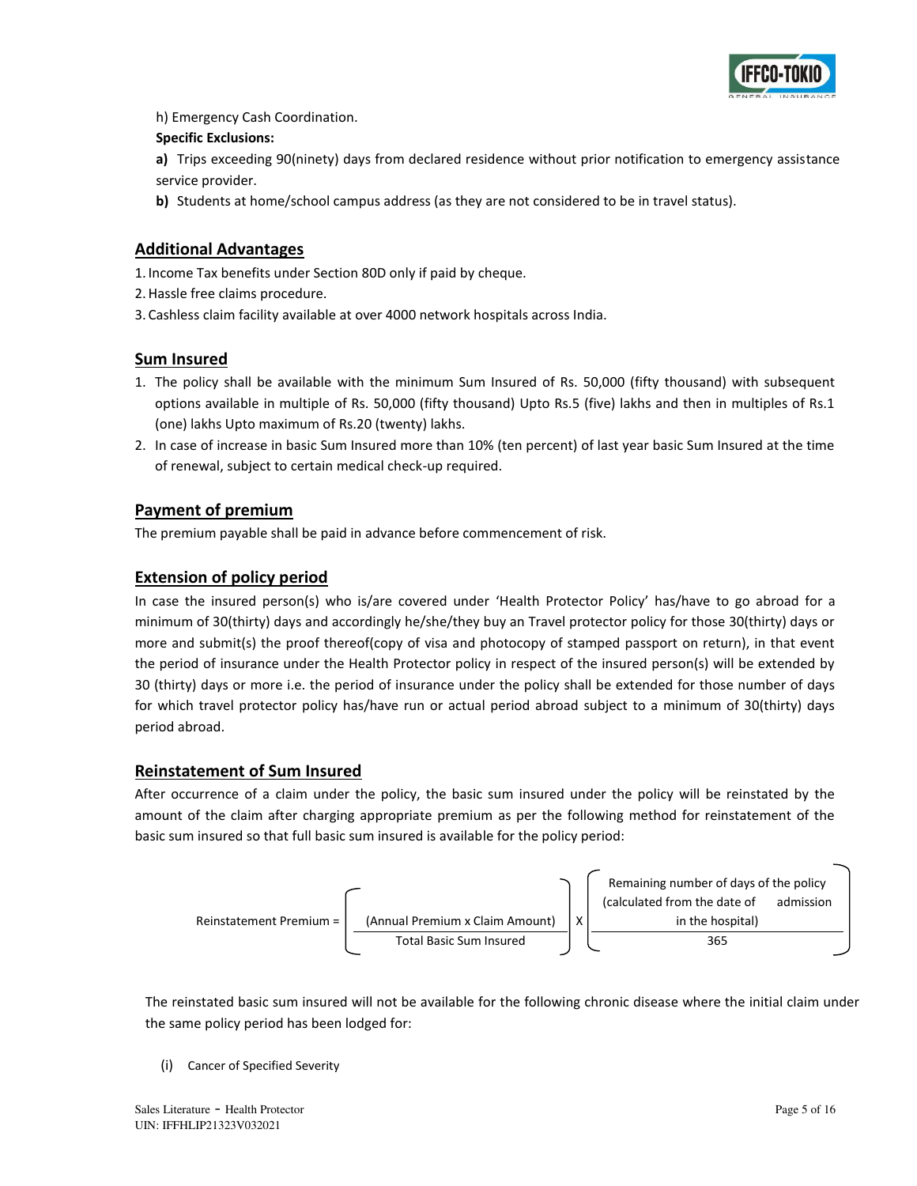h) Emergency Cash Coordination.

**Specific Exclusions:**

**a)** Trips exceeding 90(ninety) days from declared residence without prior notification to emergency assistance service provider.

**b)** Students at home/school campus address (as they are not considered to be in travel status).

## Additional Advantages

1. Income Tax benefits under Section 80D only if paid by cheque.
2. Hassle free claims procedure.
3. Cashless claim facility available at over 4000 network hospitals across India.

## Sum Insured

1. The policy shall be available with the minimum Sum Insured of Rs. 50,000 (fifty thousand) with subsequent options available in multiple of Rs. 50,000 (fifty thousand) Upto Rs.5 (five) lakhs and then in multiples of Rs.1 (one) lakhs Upto maximum of Rs.20 (twenty) lakhs.
2. In case of increase in basic Sum Insured more than 10% (ten percent) of last year basic Sum Insured at the time of renewal, subject to certain medical check-up required.

## Payment of premium

The premium payable shall be paid in advance before commencement of risk.

## Extension of policy period

In case the insured person(s) who is/are covered under 'Health Protector Policy' has/have to go abroad for a minimum of 30(thirty) days and accordingly he/she/they buy an Travel protector policy for those 30(thirty) days or more and submit(s) the proof thereof(copy of visa and photocopy of stamped passport on return), in that event the period of insurance under the Health Protector policy in respect of the insured person(s) will be extended by 30 (thirty) days or more i.e. the period of insurance under the policy shall be extended for those number of days for which travel protector policy has/have run or actual period abroad subject to a minimum of 30(thirty) days period abroad.

## Reinstatement of Sum Insured

After occurrence of a claim under the policy, the basic sum insured under the policy will be reinstated by the amount of the claim after charging appropriate premium as per the following method for reinstatement of the basic sum insured so that full basic sum insured is available for the policy period:

$$\text{Reinstatement Premium} = \left( \frac{\text{(Annual Premium x Claim Amount)}}{\text{Total Basic Sum Insured}} \right) \text{X} \left( \frac{\text{Remaining number of days of the policy (calculated from the date of admission in the hospital)}}{365} \right)$$

The reinstated basic sum insured will not be available for the following chronic disease where the initial claim under the same policy period has been lodged for:

(i) Cancer of Specified Severity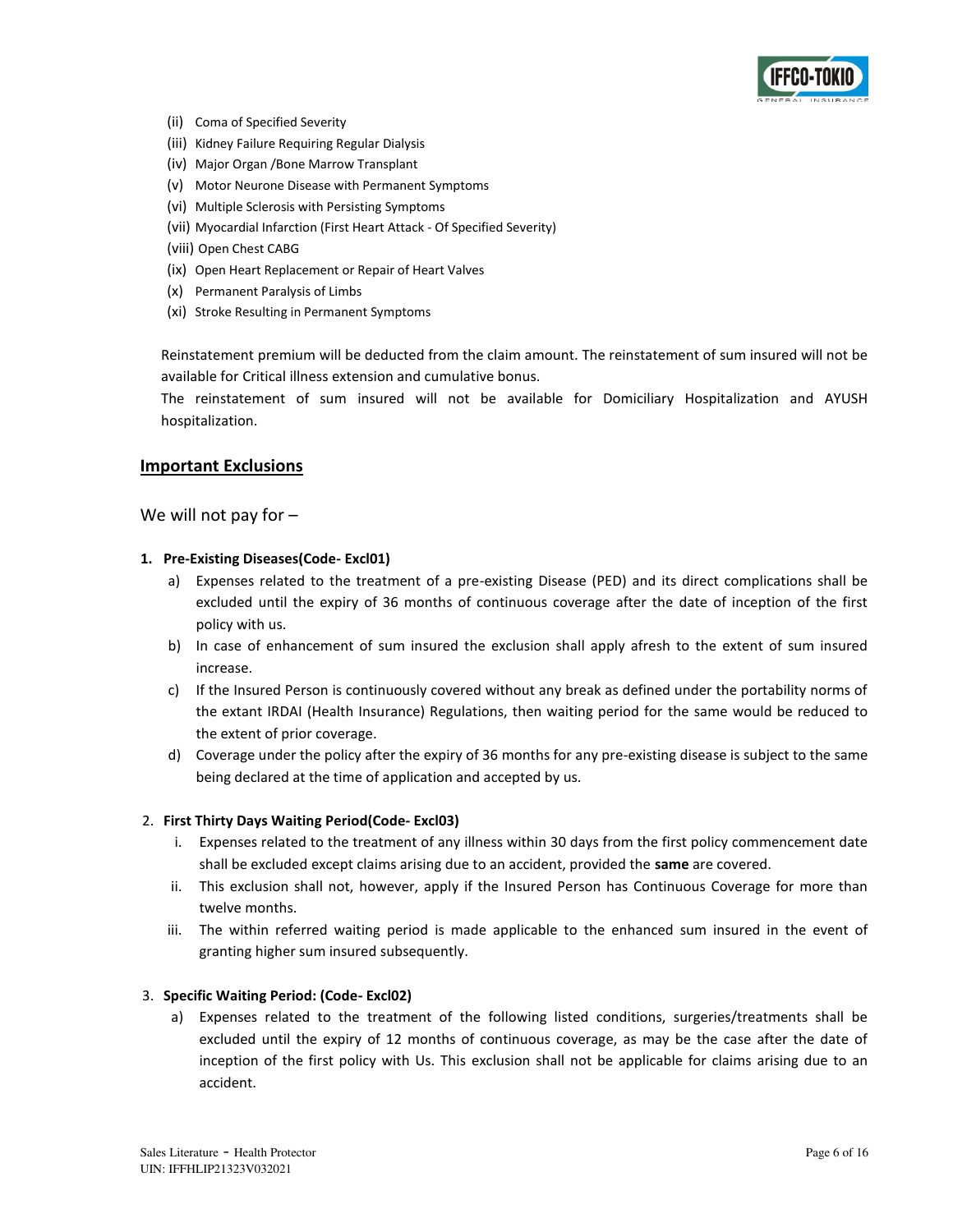(ii) Coma of Specified Severity
(iii) Kidney Failure Requiring Regular Dialysis
(iv) Major Organ /Bone Marrow Transplant
(v) Motor Neurone Disease with Permanent Symptoms
(vi) Multiple Sclerosis with Persisting Symptoms
(vii) Myocardial Infarction (First Heart Attack - Of Specified Severity)
(viii) Open Chest CABG
(ix) Open Heart Replacement or Repair of Heart Valves
(x) Permanent Paralysis of Limbs
(xi) Stroke Resulting in Permanent Symptoms

Reinstatement premium will be deducted from the claim amount. The reinstatement of sum insured will not be available for Critical illness extension and cumulative bonus.
The reinstatement of sum insured will not be available for Domiciliary Hospitalization and AYUSH hospitalization.

## Important Exclusions

We will not pay for –

**1. Pre-Existing Diseases(Code- Excl01)**

a) Expenses related to the treatment of a pre-existing Disease (PED) and its direct complications shall be excluded until the expiry of 36 months of continuous coverage after the date of inception of the first policy with us.
b) In case of enhancement of sum insured the exclusion shall apply afresh to the extent of sum insured increase.
c) If the Insured Person is continuously covered without any break as defined under the portability norms of the extant IRDAI (Health Insurance) Regulations, then waiting period for the same would be reduced to the extent of prior coverage.
d) Coverage under the policy after the expiry of 36 months for any pre-existing disease is subject to the same being declared at the time of application and accepted by us.

**2. First Thirty Days Waiting Period(Code- Excl03)**

i. Expenses related to the treatment of any illness within 30 days from the first policy commencement date shall be excluded except claims arising due to an accident, provided the **same** are covered.
ii. This exclusion shall not, however, apply if the Insured Person has Continuous Coverage for more than twelve months.
iii. The within referred waiting period is made applicable to the enhanced sum insured in the event of granting higher sum insured subsequently.

**3. Specific Waiting Period: (Code- Excl02)**

a) Expenses related to the treatment of the following listed conditions, surgeries/treatments shall be excluded until the expiry of 12 months of continuous coverage, as may be the case after the date of inception of the first policy with Us. This exclusion shall not be applicable for claims arising due to an accident.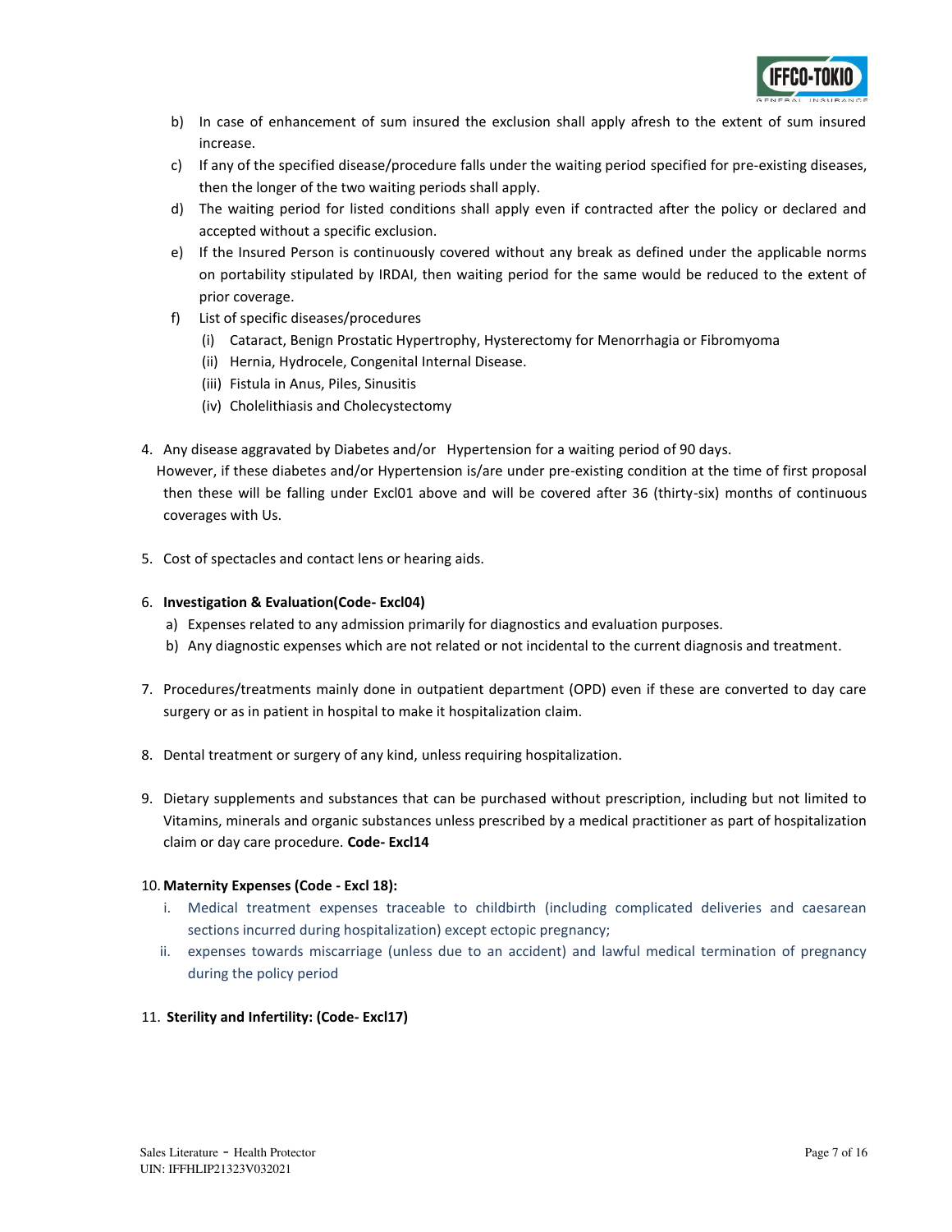b) In case of enhancement of sum insured the exclusion shall apply afresh to the extent of sum insured increase.
c) If any of the specified disease/procedure falls under the waiting period specified for pre-existing diseases, then the longer of the two waiting periods shall apply.
d) The waiting period for listed conditions shall apply even if contracted after the policy or declared and accepted without a specific exclusion.
e) If the Insured Person is continuously covered without any break as defined under the applicable norms on portability stipulated by IRDAI, then waiting period for the same would be reduced to the extent of prior coverage.
f) List of specific diseases/procedures
   (i) Cataract, Benign Prostatic Hypertrophy, Hysterectomy for Menorrhagia or Fibromyoma
   (ii) Hernia, Hydrocele, Congenital Internal Disease.
   (iii) Fistula in Anus, Piles, Sinusitis
   (iv) Cholelithiasis and Cholecystectomy

4. Any disease aggravated by Diabetes and/or Hypertension for a waiting period of 90 days.
   However, if these diabetes and/or Hypertension is/are under pre-existing condition at the time of first proposal then these will be falling under Excl01 above and will be covered after 36 (thirty-six) months of continuous coverages with Us.

5. Cost of spectacles and contact lens or hearing aids.

6. **Investigation & Evaluation(Code- Excl04)**
   a) Expenses related to any admission primarily for diagnostics and evaluation purposes.
   b) Any diagnostic expenses which are not related or not incidental to the current diagnosis and treatment.

7. Procedures/treatments mainly done in outpatient department (OPD) even if these are converted to day care surgery or as in patient in hospital to make it hospitalization claim.

8. Dental treatment or surgery of any kind, unless requiring hospitalization.

9. Dietary supplements and substances that can be purchased without prescription, including but not limited to Vitamins, minerals and organic substances unless prescribed by a medical practitioner as part of hospitalization claim or day care procedure. **Code- Excl14**

10. **Maternity Expenses (Code - Excl 18):**
    i. Medical treatment expenses traceable to childbirth (including complicated deliveries and caesarean sections incurred during hospitalization) except ectopic pregnancy;
    ii. expenses towards miscarriage (unless due to an accident) and lawful medical termination of pregnancy during the policy period

11. **Sterility and Infertility: (Code- Excl17)**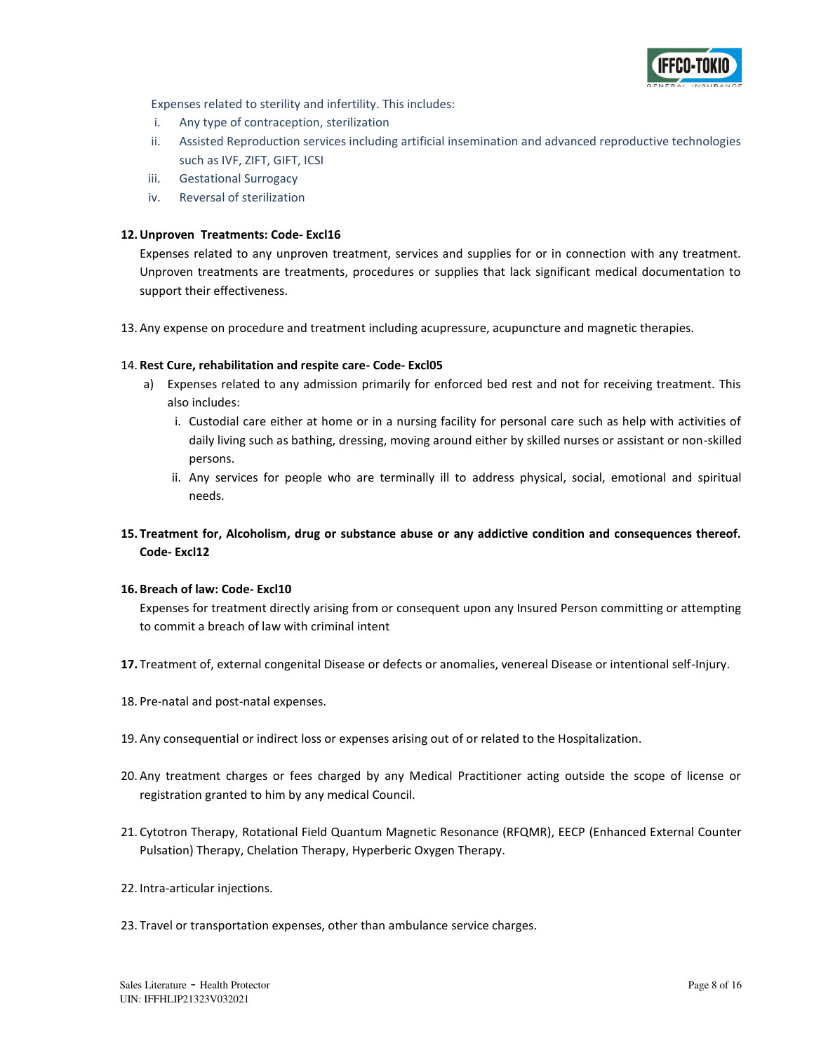Expenses related to sterility and infertility. This includes:

i. Any type of contraception, sterilization
ii. Assisted Reproduction services including artificial insemination and advanced reproductive technologies such as IVF, ZIFT, GIFT, ICSI
iii. Gestational Surrogacy
iv. Reversal of sterilization

12. **Unproven Treatments: Code- Excl16**

    Expenses related to any unproven treatment, services and supplies for or in connection with any treatment. Unproven treatments are treatments, procedures or supplies that lack significant medical documentation to support their effectiveness.

13. Any expense on procedure and treatment including acupressure, acupuncture and magnetic therapies.

14. **Rest Cure, rehabilitation and respite care- Code- Excl05**

    a) Expenses related to any admission primarily for enforced bed rest and not for receiving treatment. This also includes:

       i. Custodial care either at home or in a nursing facility for personal care such as help with activities of daily living such as bathing, dressing, moving around either by skilled nurses or assistant or non-skilled persons.
       ii. Any services for people who are terminally ill to address physical, social, emotional and spiritual needs.

15. **Treatment for, Alcoholism, drug or substance abuse or any addictive condition and consequences thereof. Code- Excl12**

16. **Breach of law: Code- Excl10**

    Expenses for treatment directly arising from or consequent upon any Insured Person committing or attempting to commit a breach of law with criminal intent

17. Treatment of, external congenital Disease or defects or anomalies, venereal Disease or intentional self-Injury.

18. Pre-natal and post-natal expenses.

19. Any consequential or indirect loss or expenses arising out of or related to the Hospitalization.

20. Any treatment charges or fees charged by any Medical Practitioner acting outside the scope of license or registration granted to him by any medical Council.

21. Cytotron Therapy, Rotational Field Quantum Magnetic Resonance (RFQMR), EECP (Enhanced External Counter Pulsation) Therapy, Chelation Therapy, Hyperberic Oxygen Therapy.

22. Intra-articular injections.

23. Travel or transportation expenses, other than ambulance service charges.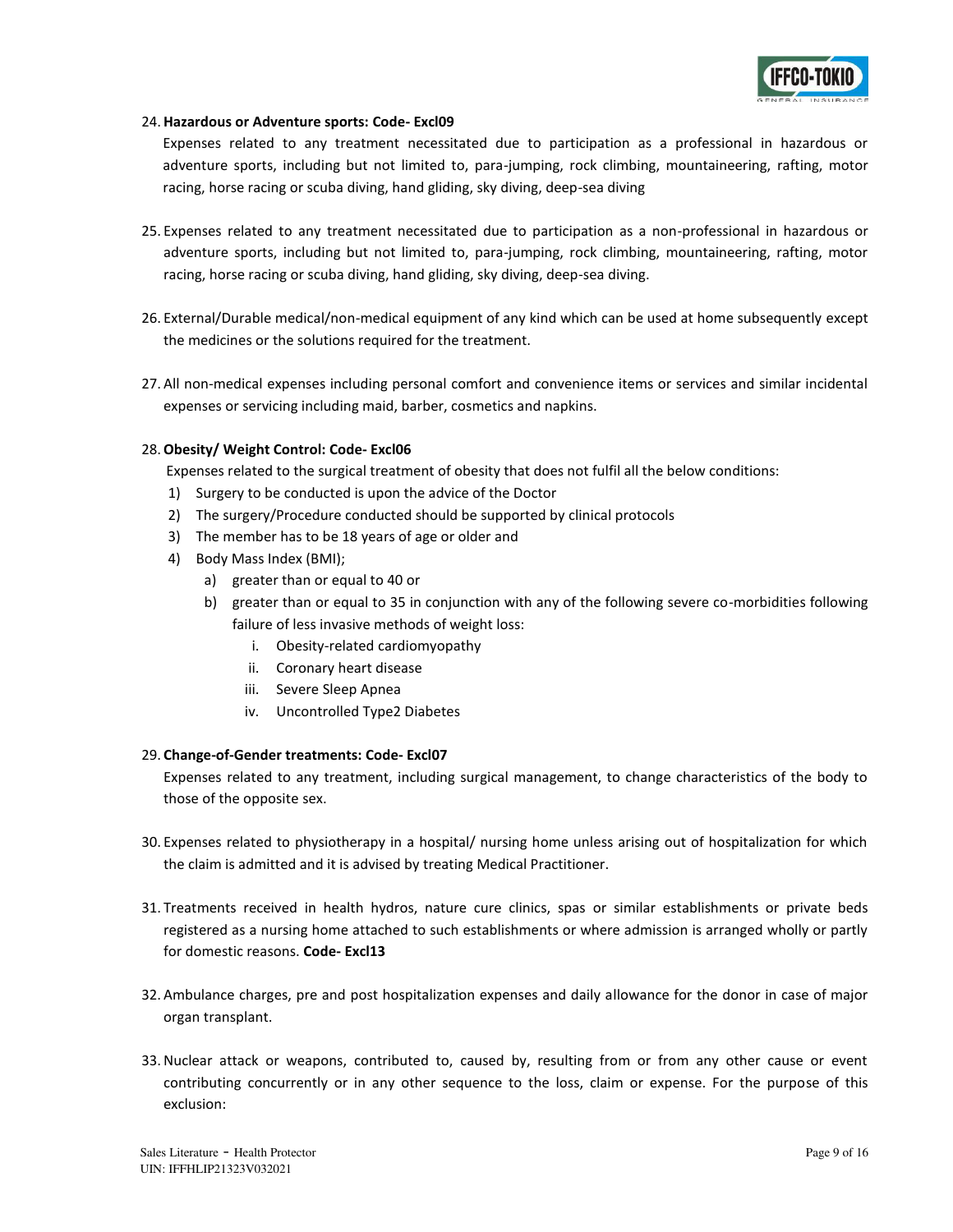24. **Hazardous or Adventure sports: Code- Excl09**

    Expenses related to any treatment necessitated due to participation as a professional in hazardous or adventure sports, including but not limited to, para-jumping, rock climbing, mountaineering, rafting, motor racing, horse racing or scuba diving, hand gliding, sky diving, deep-sea diving

25. Expenses related to any treatment necessitated due to participation as a non-professional in hazardous or adventure sports, including but not limited to, para-jumping, rock climbing, mountaineering, rafting, motor racing, horse racing or scuba diving, hand gliding, sky diving, deep-sea diving.

26. External/Durable medical/non-medical equipment of any kind which can be used at home subsequently except the medicines or the solutions required for the treatment.

27. All non-medical expenses including personal comfort and convenience items or services and similar incidental expenses or servicing including maid, barber, cosmetics and napkins.

28. **Obesity/ Weight Control: Code- Excl06**

    Expenses related to the surgical treatment of obesity that does not fulfil all the below conditions:

    1) Surgery to be conducted is upon the advice of the Doctor
    2) The surgery/Procedure conducted should be supported by clinical protocols
    3) The member has to be 18 years of age or older and
    4) Body Mass Index (BMI);
        a) greater than or equal to 40 or
        b) greater than or equal to 35 in conjunction with any of the following severe co-morbidities following failure of less invasive methods of weight loss:
            i. Obesity-related cardiomyopathy
            ii. Coronary heart disease
            iii. Severe Sleep Apnea
            iv. Uncontrolled Type2 Diabetes

29. **Change-of-Gender treatments: Code- Excl07**

    Expenses related to any treatment, including surgical management, to change characteristics of the body to those of the opposite sex.

30. Expenses related to physiotherapy in a hospital/ nursing home unless arising out of hospitalization for which the claim is admitted and it is advised by treating Medical Practitioner.

31. Treatments received in health hydros, nature cure clinics, spas or similar establishments or private beds registered as a nursing home attached to such establishments or where admission is arranged wholly or partly for domestic reasons. **Code- Excl13**

32. Ambulance charges, pre and post hospitalization expenses and daily allowance for the donor in case of major organ transplant.

33. Nuclear attack or weapons, contributed to, caused by, resulting from or from any other cause or event contributing concurrently or in any other sequence to the loss, claim or expense. For the purpose of this exclusion: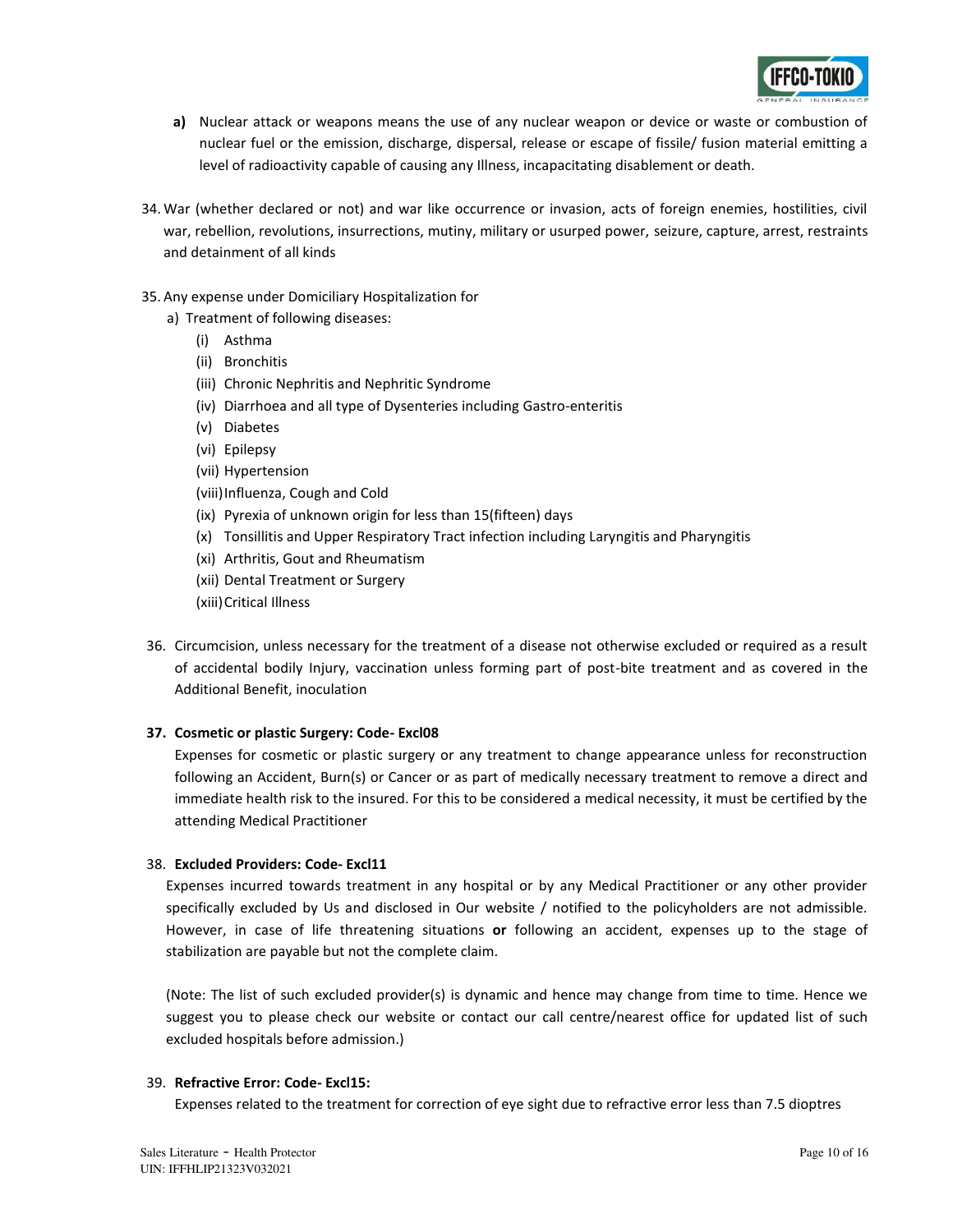a) Nuclear attack or weapons means the use of any nuclear weapon or device or waste or combustion of nuclear fuel or the emission, discharge, dispersal, release or escape of fissile/ fusion material emitting a level of radioactivity capable of causing any Illness, incapacitating disablement or death.

34. War (whether declared or not) and war like occurrence or invasion, acts of foreign enemies, hostilities, civil war, rebellion, revolutions, insurrections, mutiny, military or usurped power, seizure, capture, arrest, restraints and detainment of all kinds

35. Any expense under Domiciliary Hospitalization for
    a) Treatment of following diseases:
        (i) Asthma
        (ii) Bronchitis
        (iii) Chronic Nephritis and Nephritic Syndrome
        (iv) Diarrhoea and all type of Dysenteries including Gastro-enteritis
        (v) Diabetes
        (vi) Epilepsy
        (vii) Hypertension
        (viii) Influenza, Cough and Cold
        (ix) Pyrexia of unknown origin for less than 15(fifteen) days
        (x) Tonsillitis and Upper Respiratory Tract infection including Laryngitis and Pharyngitis
        (xi) Arthritis, Gout and Rheumatism
        (xii) Dental Treatment or Surgery
        (xiii) Critical Illness

36. Circumcision, unless necessary for the treatment of a disease not otherwise excluded or required as a result of accidental bodily Injury, vaccination unless forming part of post-bite treatment and as covered in the Additional Benefit, inoculation

37. **Cosmetic or plastic Surgery: Code- Excl08**

    Expenses for cosmetic or plastic surgery or any treatment to change appearance unless for reconstruction following an Accident, Burn(s) or Cancer or as part of medically necessary treatment to remove a direct and immediate health risk to the insured. For this to be considered a medical necessity, it must be certified by the attending Medical Practitioner

38. **Excluded Providers: Code- Excl11**

    Expenses incurred towards treatment in any hospital or by any Medical Practitioner or any other provider specifically excluded by Us and disclosed in Our website / notified to the policyholders are not admissible. However, in case of life threatening situations **or** following an accident, expenses up to the stage of stabilization are payable but not the complete claim.

    (Note: The list of such excluded provider(s) is dynamic and hence may change from time to time. Hence we suggest you to please check our website or contact our call centre/nearest office for updated list of such excluded hospitals before admission.)

39. **Refractive Error: Code- Excl15:**

    Expenses related to the treatment for correction of eye sight due to refractive error less than 7.5 dioptres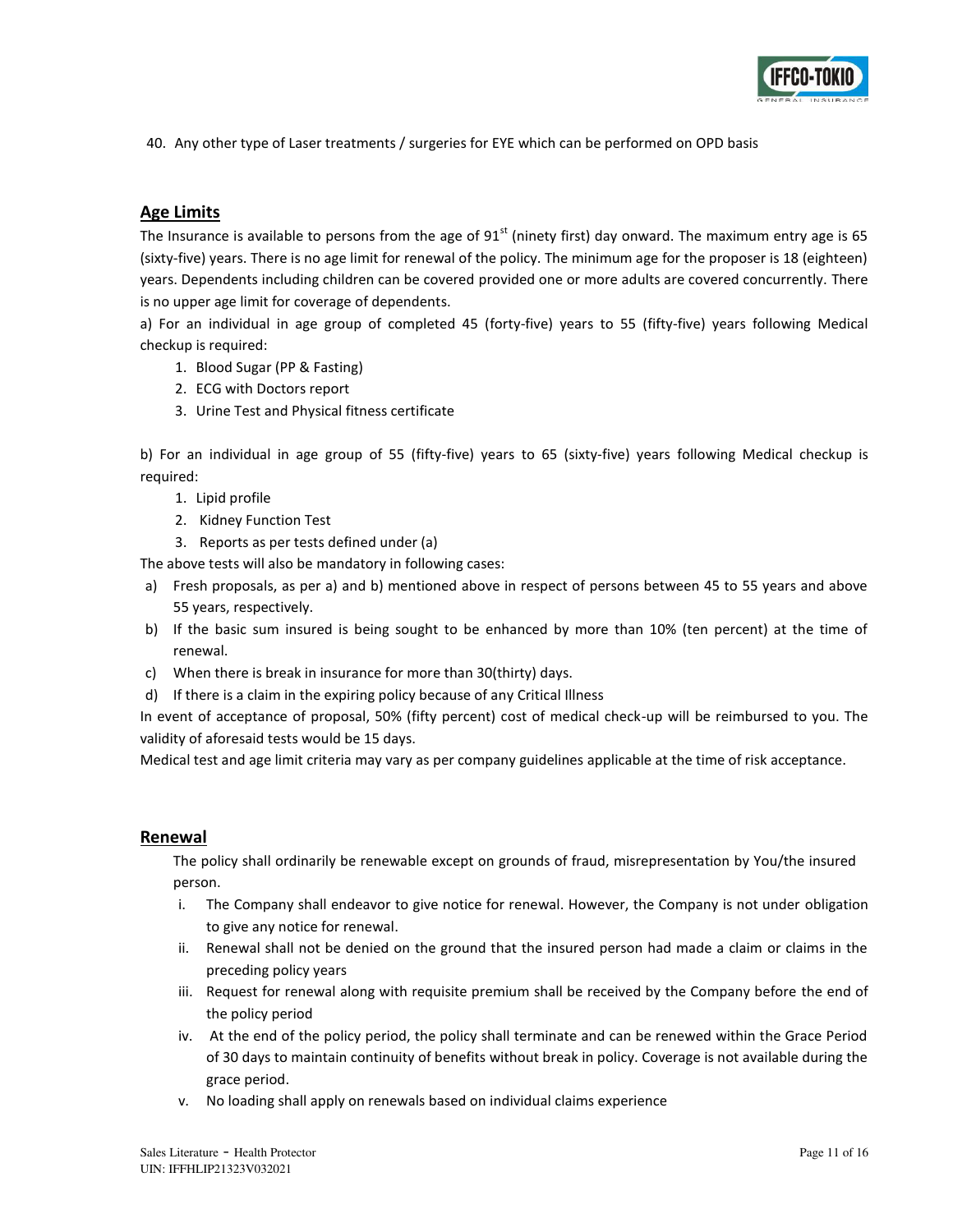40. Any other type of Laser treatments / surgeries for EYE which can be performed on OPD basis

## Age Limits

The Insurance is available to persons from the age of 91st (ninety first) day onward. The maximum entry age is 65 (sixty-five) years. There is no age limit for renewal of the policy. The minimum age for the proposer is 18 (eighteen) years. Dependents including children can be covered provided one or more adults are covered concurrently. There is no upper age limit for coverage of dependents.

a) For an individual in age group of completed 45 (forty-five) years to 55 (fifty-five) years following Medical checkup is required:

1. Blood Sugar (PP & Fasting)
2. ECG with Doctors report
3. Urine Test and Physical fitness certificate

b) For an individual in age group of 55 (fifty-five) years to 65 (sixty-five) years following Medical checkup is required:

1. Lipid profile
2. Kidney Function Test
3. Reports as per tests defined under (a)

The above tests will also be mandatory in following cases:

a) Fresh proposals, as per a) and b) mentioned above in respect of persons between 45 to 55 years and above 55 years, respectively.
b) If the basic sum insured is being sought to be enhanced by more than 10% (ten percent) at the time of renewal.
c) When there is break in insurance for more than 30(thirty) days.
d) If there is a claim in the expiring policy because of any Critical Illness

In event of acceptance of proposal, 50% (fifty percent) cost of medical check-up will be reimbursed to you. The validity of aforesaid tests would be 15 days.

Medical test and age limit criteria may vary as per company guidelines applicable at the time of risk acceptance.

## Renewal

The policy shall ordinarily be renewable except on grounds of fraud, misrepresentation by You/the insured person.

i. The Company shall endeavor to give notice for renewal. However, the Company is not under obligation to give any notice for renewal.
ii. Renewal shall not be denied on the ground that the insured person had made a claim or claims in the preceding policy years
iii. Request for renewal along with requisite premium shall be received by the Company before the end of the policy period
iv. At the end of the policy period, the policy shall terminate and can be renewed within the Grace Period of 30 days to maintain continuity of benefits without break in policy. Coverage is not available during the grace period.
v. No loading shall apply on renewals based on individual claims experience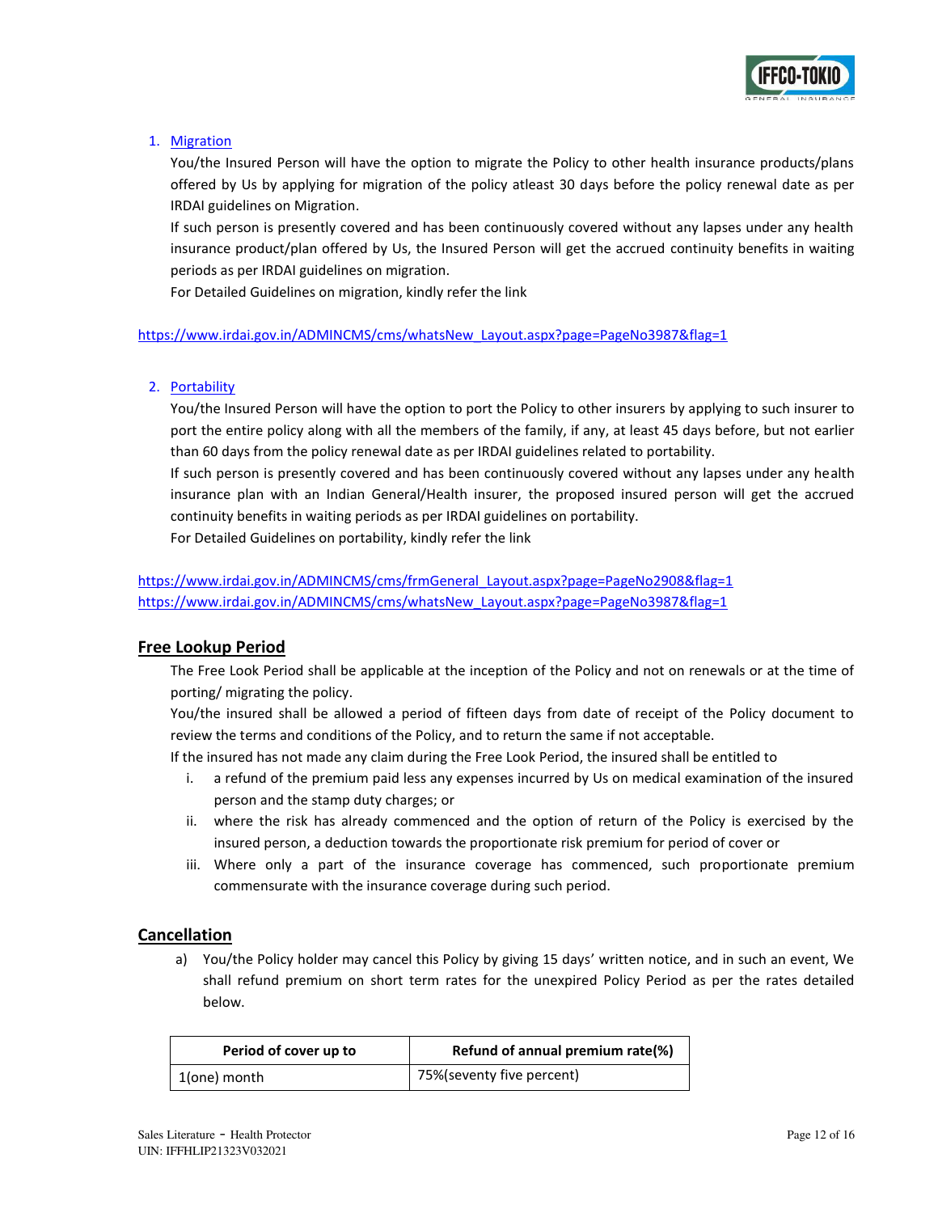1. Migration

   You/the Insured Person will have the option to migrate the Policy to other health insurance products/plans offered by Us by applying for migration of the policy atleast 30 days before the policy renewal date as per IRDAI guidelines on Migration.

   If such person is presently covered and has been continuously covered without any lapses under any health insurance product/plan offered by Us, the Insured Person will get the accrued continuity benefits in waiting periods as per IRDAI guidelines on migration.

   For Detailed Guidelines on migration, kindly refer the link

https://www.irdai.gov.in/ADMINCMS/cms/whatsNew_Layout.aspx?page=PageNo3987&flag=1

2. Portability

   You/the Insured Person will have the option to port the Policy to other insurers by applying to such insurer to port the entire policy along with all the members of the family, if any, at least 45 days before, but not earlier than 60 days from the policy renewal date as per IRDAI guidelines related to portability.

   If such person is presently covered and has been continuously covered without any lapses under any health insurance plan with an Indian General/Health insurer, the proposed insured person will get the accrued continuity benefits in waiting periods as per IRDAI guidelines on portability.

   For Detailed Guidelines on portability, kindly refer the link

https://www.irdai.gov.in/ADMINCMS/cms/frmGeneral_Layout.aspx?page=PageNo2908&flag=1
https://www.irdai.gov.in/ADMINCMS/cms/whatsNew_Layout.aspx?page=PageNo3987&flag=1

## Free Lookup Period

The Free Look Period shall be applicable at the inception of the Policy and not on renewals or at the time of porting/ migrating the policy.

You/the insured shall be allowed a period of fifteen days from date of receipt of the Policy document to review the terms and conditions of the Policy, and to return the same if not acceptable.

If the insured has not made any claim during the Free Look Period, the insured shall be entitled to

i. a refund of the premium paid less any expenses incurred by Us on medical examination of the insured person and the stamp duty charges; or
ii. where the risk has already commenced and the option of return of the Policy is exercised by the insured person, a deduction towards the proportionate risk premium for period of cover or
iii. Where only a part of the insurance coverage has commenced, such proportionate premium commensurate with the insurance coverage during such period.

## Cancellation

a) You/the Policy holder may cancel this Policy by giving 15 days' written notice, and in such an event, We shall refund premium on short term rates for the unexpired Policy Period as per the rates detailed below.

| Period of cover up to | Refund of annual premium rate(%) |
|---|---|
| 1(one) month | 75%(seventy five percent) |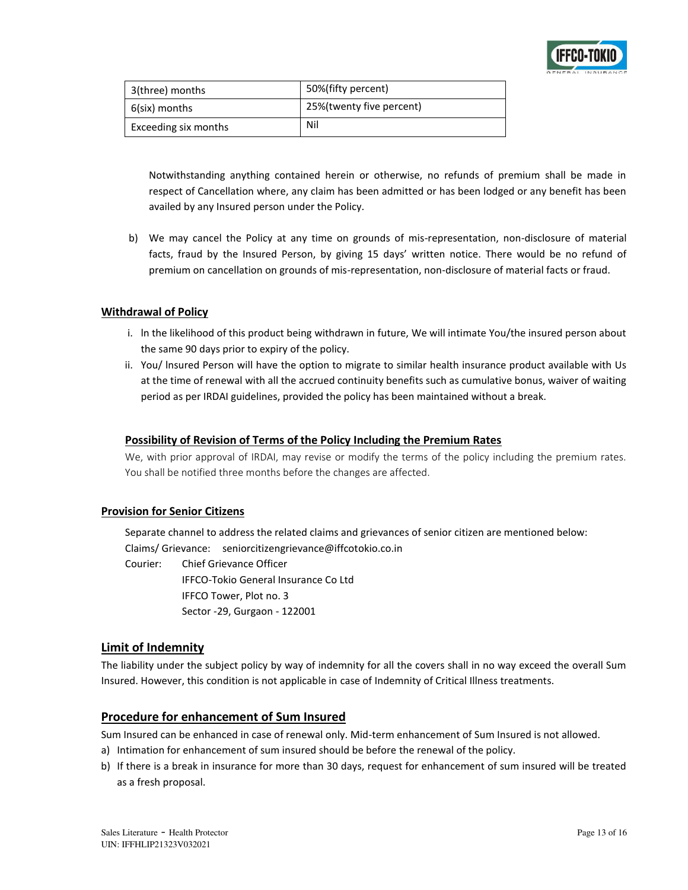| 3(three) months | 50%(fifty percent) |
| --- | --- |
| 6(six) months | 25%(twenty five percent) |
| Exceeding six months | Nil |

Notwithstanding anything contained herein or otherwise, no refunds of premium shall be made in respect of Cancellation where, any claim has been admitted or has been lodged or any benefit has been availed by any Insured person under the Policy.

b) We may cancel the Policy at any time on grounds of mis-representation, non-disclosure of material facts, fraud by the Insured Person, by giving 15 days' written notice. There would be no refund of premium on cancellation on grounds of mis-representation, non-disclosure of material facts or fraud.

**Withdrawal of Policy**

i. ln the likelihood of this product being withdrawn in future, We will intimate You/the insured person about the same 90 days prior to expiry of the policy.
ii. You/ lnsured Person will have the option to migrate to similar health insurance product available with Us at the time of renewal with all the accrued continuity benefits such as cumulative bonus, waiver of waiting period as per IRDAI guidelines, provided the policy has been maintained without a break.

**Possibility of Revision of Terms of the Policy Including the Premium Rates**

We, with prior approval of IRDAI, may revise or modify the terms of the policy including the premium rates. You shall be notified three months before the changes are affected.

**Provision for Senior Citizens**

Separate channel to address the related claims and grievances of senior citizen are mentioned below:

Claims/ Grievance: seniorcitizengrievance@iffcotokio.co.in

Courier: Chief Grievance Officer
IFFCO-Tokio General Insurance Co Ltd
IFFCO Tower, Plot no. 3
Sector -29, Gurgaon - 122001

## Limit of Indemnity

The liability under the subject policy by way of indemnity for all the covers shall in no way exceed the overall Sum Insured. However, this condition is not applicable in case of Indemnity of Critical Illness treatments.

## Procedure for enhancement of Sum Insured

Sum Insured can be enhanced in case of renewal only. Mid-term enhancement of Sum Insured is not allowed.

a) Intimation for enhancement of sum insured should be before the renewal of the policy.
b) If there is a break in insurance for more than 30 days, request for enhancement of sum insured will be treated as a fresh proposal.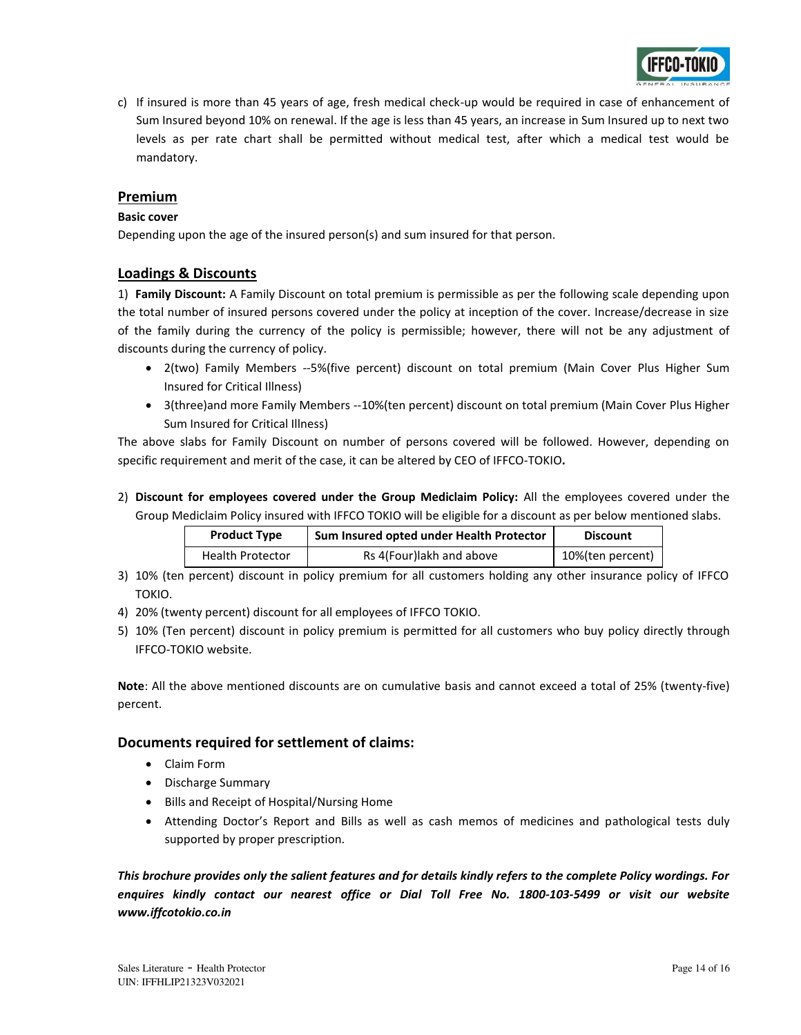c) If insured is more than 45 years of age, fresh medical check-up would be required in case of enhancement of Sum Insured beyond 10% on renewal. If the age is less than 45 years, an increase in Sum Insured up to next two levels as per rate chart shall be permitted without medical test, after which a medical test would be mandatory.

## Premium

**Basic cover**

Depending upon the age of the insured person(s) and sum insured for that person.

## Loadings & Discounts

1) **Family Discount:** A Family Discount on total premium is permissible as per the following scale depending upon the total number of insured persons covered under the policy at inception of the cover. Increase/decrease in size of the family during the currency of the policy is permissible; however, there will not be any adjustment of discounts during the currency of policy.

- 2(two) Family Members --5%(five percent) discount on total premium (Main Cover Plus Higher Sum Insured for Critical Illness)
- 3(three)and more Family Members --10%(ten percent) discount on total premium (Main Cover Plus Higher Sum Insured for Critical Illness)

The above slabs for Family Discount on number of persons covered will be followed. However, depending on specific requirement and merit of the case, it can be altered by CEO of IFFCO-TOKIO**.**

2) **Discount for employees covered under the Group Mediclaim Policy:** All the employees covered under the Group Mediclaim Policy insured with IFFCO TOKIO will be eligible for a discount as per below mentioned slabs.

| Product Type | Sum Insured opted under Health Protector | Discount |
|---|---|---|
| Health Protector | Rs 4(Four)lakh and above | 10%(ten percent) |

3) 10% (ten percent) discount in policy premium for all customers holding any other insurance policy of IFFCO TOKIO.
4) 20% (twenty percent) discount for all employees of IFFCO TOKIO.
5) 10% (Ten percent) discount in policy premium is permitted for all customers who buy policy directly through IFFCO-TOKIO website.

**Note**: All the above mentioned discounts are on cumulative basis and cannot exceed a total of 25% (twenty-five) percent.

## Documents required for settlement of claims:

- Claim Form
- Discharge Summary
- Bills and Receipt of Hospital/Nursing Home
- Attending Doctor's Report and Bills as well as cash memos of medicines and pathological tests duly supported by proper prescription.

***This brochure provides only the salient features and for details kindly refers to the complete Policy wordings. For enquires kindly contact our nearest office or Dial Toll Free No. 1800-103-5499 or visit our website www.iffcotokio.co.in***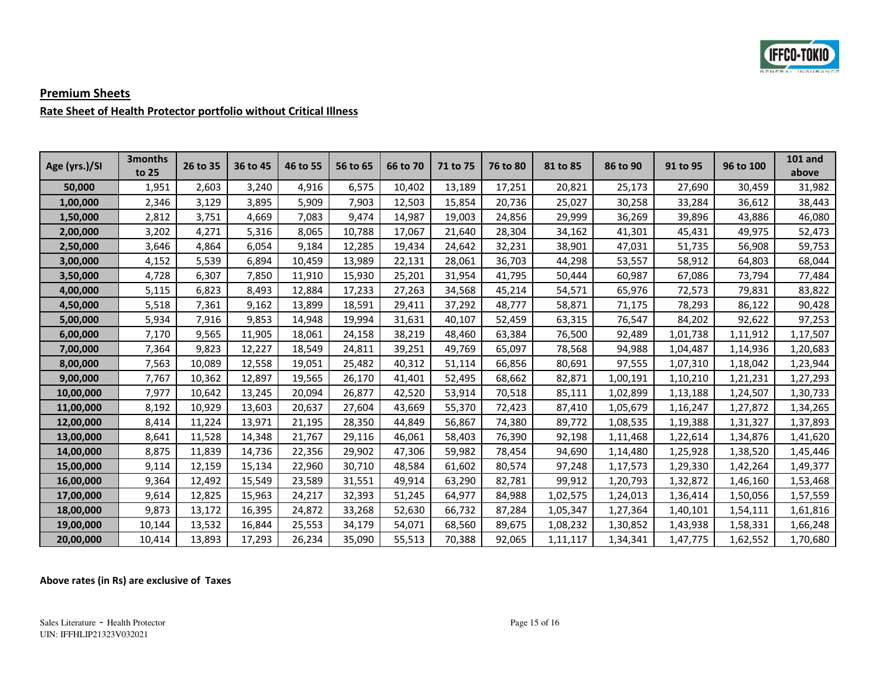## Premium Sheets

### Rate Sheet of Health Protector portfolio without Critical Illness

| Age (yrs.)/SI | 3months to 25 | 26 to 35 | 36 to 45 | 46 to 55 | 56 to 65 | 66 to 70 | 71 to 75 | 76 to 80 | 81 to 85 | 86 to 90 | 91 to 95 | 96 to 100 | 101 and above |
|---|---|---|---|---|---|---|---|---|---|---|---|---|---|
| 50,000 | 1,951 | 2,603 | 3,240 | 4,916 | 6,575 | 10,402 | 13,189 | 17,251 | 20,821 | 25,173 | 27,690 | 30,459 | 31,982 |
| 1,00,000 | 2,346 | 3,129 | 3,895 | 5,909 | 7,903 | 12,503 | 15,854 | 20,736 | 25,027 | 30,258 | 33,284 | 36,612 | 38,443 |
| 1,50,000 | 2,812 | 3,751 | 4,669 | 7,083 | 9,474 | 14,987 | 19,003 | 24,856 | 29,999 | 36,269 | 39,896 | 43,886 | 46,080 |
| 2,00,000 | 3,202 | 4,271 | 5,316 | 8,065 | 10,788 | 17,067 | 21,640 | 28,304 | 34,162 | 41,301 | 45,431 | 49,975 | 52,473 |
| 2,50,000 | 3,646 | 4,864 | 6,054 | 9,184 | 12,285 | 19,434 | 24,642 | 32,231 | 38,901 | 47,031 | 51,735 | 56,908 | 59,753 |
| 3,00,000 | 4,152 | 5,539 | 6,894 | 10,459 | 13,989 | 22,131 | 28,061 | 36,703 | 44,298 | 53,557 | 58,912 | 64,803 | 68,044 |
| 3,50,000 | 4,728 | 6,307 | 7,850 | 11,910 | 15,930 | 25,201 | 31,954 | 41,795 | 50,444 | 60,987 | 67,086 | 73,794 | 77,484 |
| 4,00,000 | 5,115 | 6,823 | 8,493 | 12,884 | 17,233 | 27,263 | 34,568 | 45,214 | 54,571 | 65,976 | 72,573 | 79,831 | 83,822 |
| 4,50,000 | 5,518 | 7,361 | 9,162 | 13,899 | 18,591 | 29,411 | 37,292 | 48,777 | 58,871 | 71,175 | 78,293 | 86,122 | 90,428 |
| 5,00,000 | 5,934 | 7,916 | 9,853 | 14,948 | 19,994 | 31,631 | 40,107 | 52,459 | 63,315 | 76,547 | 84,202 | 92,622 | 97,253 |
| 6,00,000 | 7,170 | 9,565 | 11,905 | 18,061 | 24,158 | 38,219 | 48,460 | 63,384 | 76,500 | 92,489 | 1,01,738 | 1,11,912 | 1,17,507 |
| 7,00,000 | 7,364 | 9,823 | 12,227 | 18,549 | 24,811 | 39,251 | 49,769 | 65,097 | 78,568 | 94,988 | 1,04,487 | 1,14,936 | 1,20,683 |
| 8,00,000 | 7,563 | 10,089 | 12,558 | 19,051 | 25,482 | 40,312 | 51,114 | 66,856 | 80,691 | 97,555 | 1,07,310 | 1,18,042 | 1,23,944 |
| 9,00,000 | 7,767 | 10,362 | 12,897 | 19,565 | 26,170 | 41,401 | 52,495 | 68,662 | 82,871 | 1,00,191 | 1,10,210 | 1,21,231 | 1,27,293 |
| 10,00,000 | 7,977 | 10,642 | 13,245 | 20,094 | 26,877 | 42,520 | 53,914 | 70,518 | 85,111 | 1,02,899 | 1,13,188 | 1,24,507 | 1,30,733 |
| 11,00,000 | 8,192 | 10,929 | 13,603 | 20,637 | 27,604 | 43,669 | 55,370 | 72,423 | 87,410 | 1,05,679 | 1,16,247 | 1,27,872 | 1,34,265 |
| 12,00,000 | 8,414 | 11,224 | 13,971 | 21,195 | 28,350 | 44,849 | 56,867 | 74,380 | 89,772 | 1,08,535 | 1,19,388 | 1,31,327 | 1,37,893 |
| 13,00,000 | 8,641 | 11,528 | 14,348 | 21,767 | 29,116 | 46,061 | 58,403 | 76,390 | 92,198 | 1,11,468 | 1,22,614 | 1,34,876 | 1,41,620 |
| 14,00,000 | 8,875 | 11,839 | 14,736 | 22,356 | 29,902 | 47,306 | 59,982 | 78,454 | 94,690 | 1,14,480 | 1,25,928 | 1,38,520 | 1,45,446 |
| 15,00,000 | 9,114 | 12,159 | 15,134 | 22,960 | 30,710 | 48,584 | 61,602 | 80,574 | 97,248 | 1,17,573 | 1,29,330 | 1,42,264 | 1,49,377 |
| 16,00,000 | 9,364 | 12,492 | 15,549 | 23,589 | 31,551 | 49,914 | 63,290 | 82,781 | 99,912 | 1,20,793 | 1,32,872 | 1,46,160 | 1,53,468 |
| 17,00,000 | 9,614 | 12,825 | 15,963 | 24,217 | 32,393 | 51,245 | 64,977 | 84,988 | 1,02,575 | 1,24,013 | 1,36,414 | 1,50,056 | 1,57,559 |
| 18,00,000 | 9,873 | 13,172 | 16,395 | 24,872 | 33,268 | 52,630 | 66,732 | 87,284 | 1,05,347 | 1,27,364 | 1,40,101 | 1,54,111 | 1,61,816 |
| 19,00,000 | 10,144 | 13,532 | 16,844 | 25,553 | 34,179 | 54,071 | 68,560 | 89,675 | 1,08,232 | 1,30,852 | 1,43,938 | 1,58,331 | 1,66,248 |
| 20,00,000 | 10,414 | 13,893 | 17,293 | 26,234 | 35,090 | 55,513 | 70,388 | 92,065 | 1,11,117 | 1,34,341 | 1,47,775 | 1,62,552 | 1,70,680 |

**Above rates (in Rs) are exclusive of Taxes**

Sales Literature - Health Protector
UIN: IFFHLIP21323V032021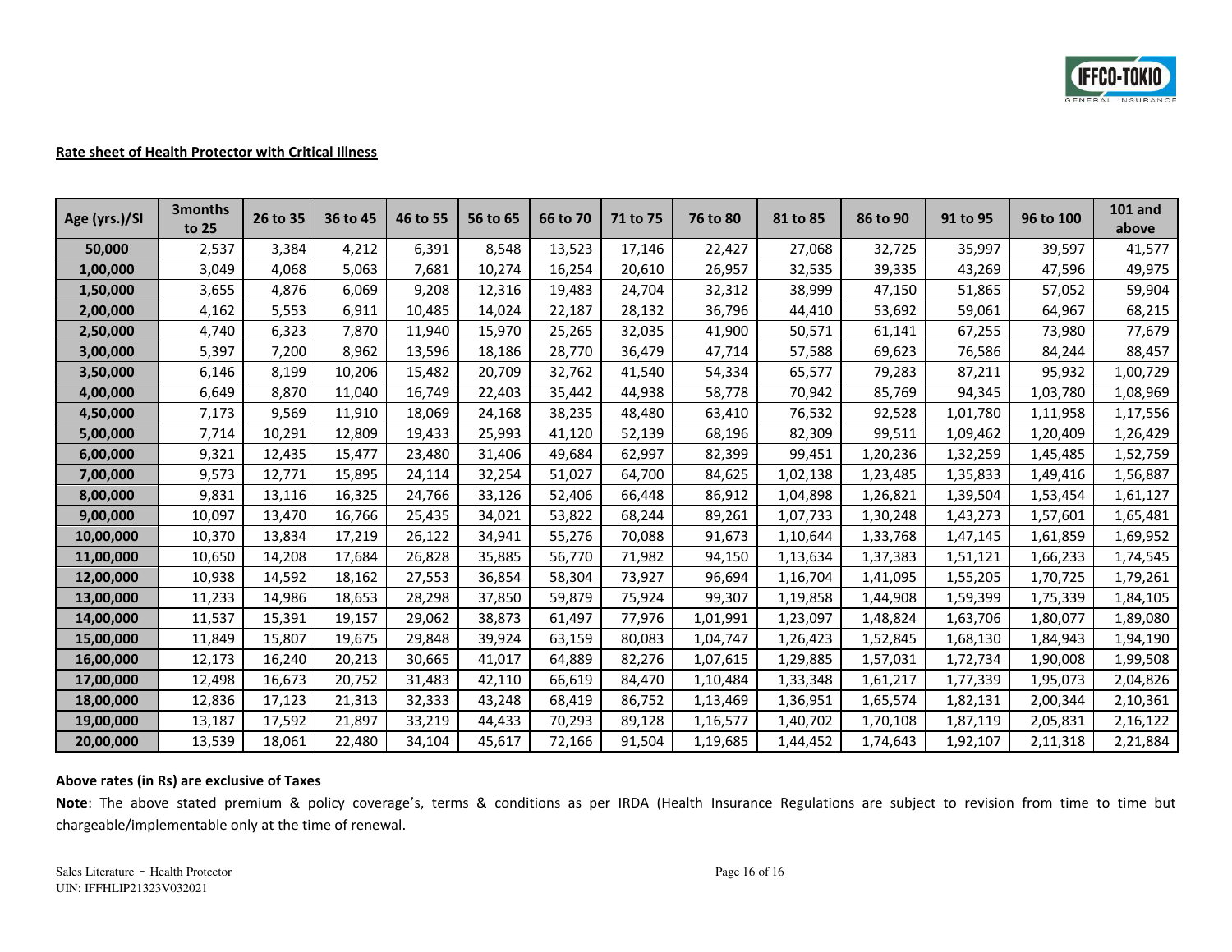**Rate sheet of Health Protector with Critical Illness**

| Age (yrs.)/SI | 3months to 25 | 26 to 35 | 36 to 45 | 46 to 55 | 56 to 65 | 66 to 70 | 71 to 75 | 76 to 80 | 81 to 85 | 86 to 90 | 91 to 95 | 96 to 100 | 101 and above |
|---|---|---|---|---|---|---|---|---|---|---|---|---|---|
| 50,000 | 2,537 | 3,384 | 4,212 | 6,391 | 8,548 | 13,523 | 17,146 | 22,427 | 27,068 | 32,725 | 35,997 | 39,597 | 41,577 |
| 1,00,000 | 3,049 | 4,068 | 5,063 | 7,681 | 10,274 | 16,254 | 20,610 | 26,957 | 32,535 | 39,335 | 43,269 | 47,596 | 49,975 |
| 1,50,000 | 3,655 | 4,876 | 6,069 | 9,208 | 12,316 | 19,483 | 24,704 | 32,312 | 38,999 | 47,150 | 51,865 | 57,052 | 59,904 |
| 2,00,000 | 4,162 | 5,553 | 6,911 | 10,485 | 14,024 | 22,187 | 28,132 | 36,796 | 44,410 | 53,692 | 59,061 | 64,967 | 68,215 |
| 2,50,000 | 4,740 | 6,323 | 7,870 | 11,940 | 15,970 | 25,265 | 32,035 | 41,900 | 50,571 | 61,141 | 67,255 | 73,980 | 77,679 |
| 3,00,000 | 5,397 | 7,200 | 8,962 | 13,596 | 18,186 | 28,770 | 36,479 | 47,714 | 57,588 | 69,623 | 76,586 | 84,244 | 88,457 |
| 3,50,000 | 6,146 | 8,199 | 10,206 | 15,482 | 20,709 | 32,762 | 41,540 | 54,334 | 65,577 | 79,283 | 87,211 | 95,932 | 1,00,729 |
| 4,00,000 | 6,649 | 8,870 | 11,040 | 16,749 | 22,403 | 35,442 | 44,938 | 58,778 | 70,942 | 85,769 | 94,345 | 1,03,780 | 1,08,969 |
| 4,50,000 | 7,173 | 9,569 | 11,910 | 18,069 | 24,168 | 38,235 | 48,480 | 63,410 | 76,532 | 92,528 | 1,01,780 | 1,11,958 | 1,17,556 |
| 5,00,000 | 7,714 | 10,291 | 12,809 | 19,433 | 25,993 | 41,120 | 52,139 | 68,196 | 82,309 | 99,511 | 1,09,462 | 1,20,409 | 1,26,429 |
| 6,00,000 | 9,321 | 12,435 | 15,477 | 23,480 | 31,406 | 49,684 | 62,997 | 82,399 | 99,451 | 1,20,236 | 1,32,259 | 1,45,485 | 1,52,759 |
| 7,00,000 | 9,573 | 12,771 | 15,895 | 24,114 | 32,254 | 51,027 | 64,700 | 84,625 | 1,02,138 | 1,23,485 | 1,35,833 | 1,49,416 | 1,56,887 |
| 8,00,000 | 9,831 | 13,116 | 16,325 | 24,766 | 33,126 | 52,406 | 66,448 | 86,912 | 1,04,898 | 1,26,821 | 1,39,504 | 1,53,454 | 1,61,127 |
| 9,00,000 | 10,097 | 13,470 | 16,766 | 25,435 | 34,021 | 53,822 | 68,244 | 89,261 | 1,07,733 | 1,30,248 | 1,43,273 | 1,57,601 | 1,65,481 |
| 10,00,000 | 10,370 | 13,834 | 17,219 | 26,122 | 34,941 | 55,276 | 70,088 | 91,673 | 1,10,644 | 1,33,768 | 1,47,145 | 1,61,859 | 1,69,952 |
| 11,00,000 | 10,650 | 14,208 | 17,684 | 26,828 | 35,885 | 56,770 | 71,982 | 94,150 | 1,13,634 | 1,37,383 | 1,51,121 | 1,66,233 | 1,74,545 |
| 12,00,000 | 10,938 | 14,592 | 18,162 | 27,553 | 36,854 | 58,304 | 73,927 | 96,694 | 1,16,704 | 1,41,095 | 1,55,205 | 1,70,725 | 1,79,261 |
| 13,00,000 | 11,233 | 14,986 | 18,653 | 28,298 | 37,850 | 59,879 | 75,924 | 99,307 | 1,19,858 | 1,44,908 | 1,59,399 | 1,75,339 | 1,84,105 |
| 14,00,000 | 11,537 | 15,391 | 19,157 | 29,062 | 38,873 | 61,497 | 77,976 | 1,01,991 | 1,23,097 | 1,48,824 | 1,63,706 | 1,80,077 | 1,89,080 |
| 15,00,000 | 11,849 | 15,807 | 19,675 | 29,848 | 39,924 | 63,159 | 80,083 | 1,04,747 | 1,26,423 | 1,52,845 | 1,68,130 | 1,84,943 | 1,94,190 |
| 16,00,000 | 12,173 | 16,240 | 20,213 | 30,665 | 41,017 | 64,889 | 82,276 | 1,07,615 | 1,29,885 | 1,57,031 | 1,72,734 | 1,90,008 | 1,99,508 |
| 17,00,000 | 12,498 | 16,673 | 20,752 | 31,483 | 42,110 | 66,619 | 84,470 | 1,10,484 | 1,33,348 | 1,61,217 | 1,77,339 | 1,95,073 | 2,04,826 |
| 18,00,000 | 12,836 | 17,123 | 21,313 | 32,333 | 43,248 | 68,419 | 86,752 | 1,13,469 | 1,36,951 | 1,65,574 | 1,82,131 | 2,00,344 | 2,10,361 |
| 19,00,000 | 13,187 | 17,592 | 21,897 | 33,219 | 44,433 | 70,293 | 89,128 | 1,16,577 | 1,40,702 | 1,70,108 | 1,87,119 | 2,05,831 | 2,16,122 |
| 20,00,000 | 13,539 | 18,061 | 22,480 | 34,104 | 45,617 | 72,166 | 91,504 | 1,19,685 | 1,44,452 | 1,74,643 | 1,92,107 | 2,11,318 | 2,21,884 |

**Above rates (in Rs) are exclusive of Taxes**

**Note**: The above stated premium & policy coverage's, terms & conditions as per IRDA (Health Insurance Regulations are subject to revision from time to time but chargeable/implementable only at the time of renewal.

Sales Literature - Health Protector
UIN: IFFHLIP21323V032021